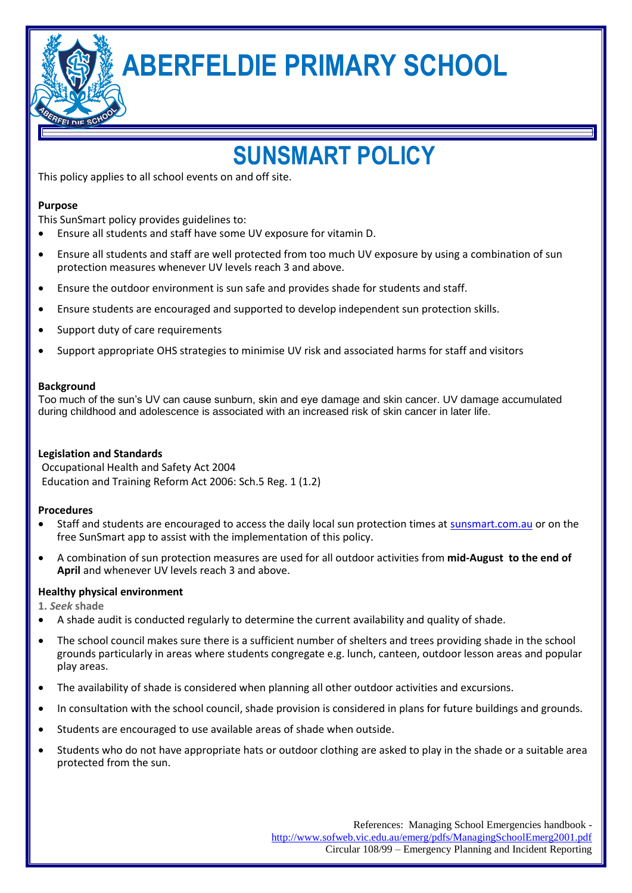# ABERFELDIE PRIMARY SCHOOL

## SUNSMART POLICY

This policy applies to all school events on and off site.

**Purpose**

This SunSmart policy provides guidelines to:

- Ensure all students and staff have some UV exposure for vitamin D.
- Ensure all students and staff are well protected from too much UV exposure by using a combination of sun protection measures whenever UV levels reach 3 and above.
- Ensure the outdoor environment is sun safe and provides shade for students and staff.
- Ensure students are encouraged and supported to develop independent sun protection skills.
- Support duty of care requirements
- Support appropriate OHS strategies to minimise UV risk and associated harms for staff and visitors

**Background**

Too much of the sun's UV can cause sunburn, skin and eye damage and skin cancer. UV damage accumulated during childhood and adolescence is associated with an increased risk of skin cancer in later life.

**Legislation and Standards**

Occupational Health and Safety Act 2004
Education and Training Reform Act 2006: Sch.5 Reg. 1 (1.2)

**Procedures**

- Staff and students are encouraged to access the daily local sun protection times at [sunsmart.com.au](sunsmart.com.au) or on the free SunSmart app to assist with the implementation of this policy.
- A combination of sun protection measures are used for all outdoor activities from **mid-August to the end of April** and whenever UV levels reach 3 and above.

**Healthy physical environment**

**1.** ***Seek*** **shade**

- A shade audit is conducted regularly to determine the current availability and quality of shade.
- The school council makes sure there is a sufficient number of shelters and trees providing shade in the school grounds particularly in areas where students congregate e.g. lunch, canteen, outdoor lesson areas and popular play areas.
- The availability of shade is considered when planning all other outdoor activities and excursions.
- In consultation with the school council, shade provision is considered in plans for future buildings and grounds.
- Students are encouraged to use available areas of shade when outside.
- Students who do not have appropriate hats or outdoor clothing are asked to play in the shade or a suitable area protected from the sun.

References: Managing School Emergencies handbook - [http://www.sofweb.vic.edu.au/emerg/pdfs/ManagingSchoolEmerg2001.pdf](http://www.sofweb.vic.edu.au/emerg/pdfs/ManagingSchoolEmerg2001.pdf)
Circular 108/99 – Emergency Planning and Incident Reporting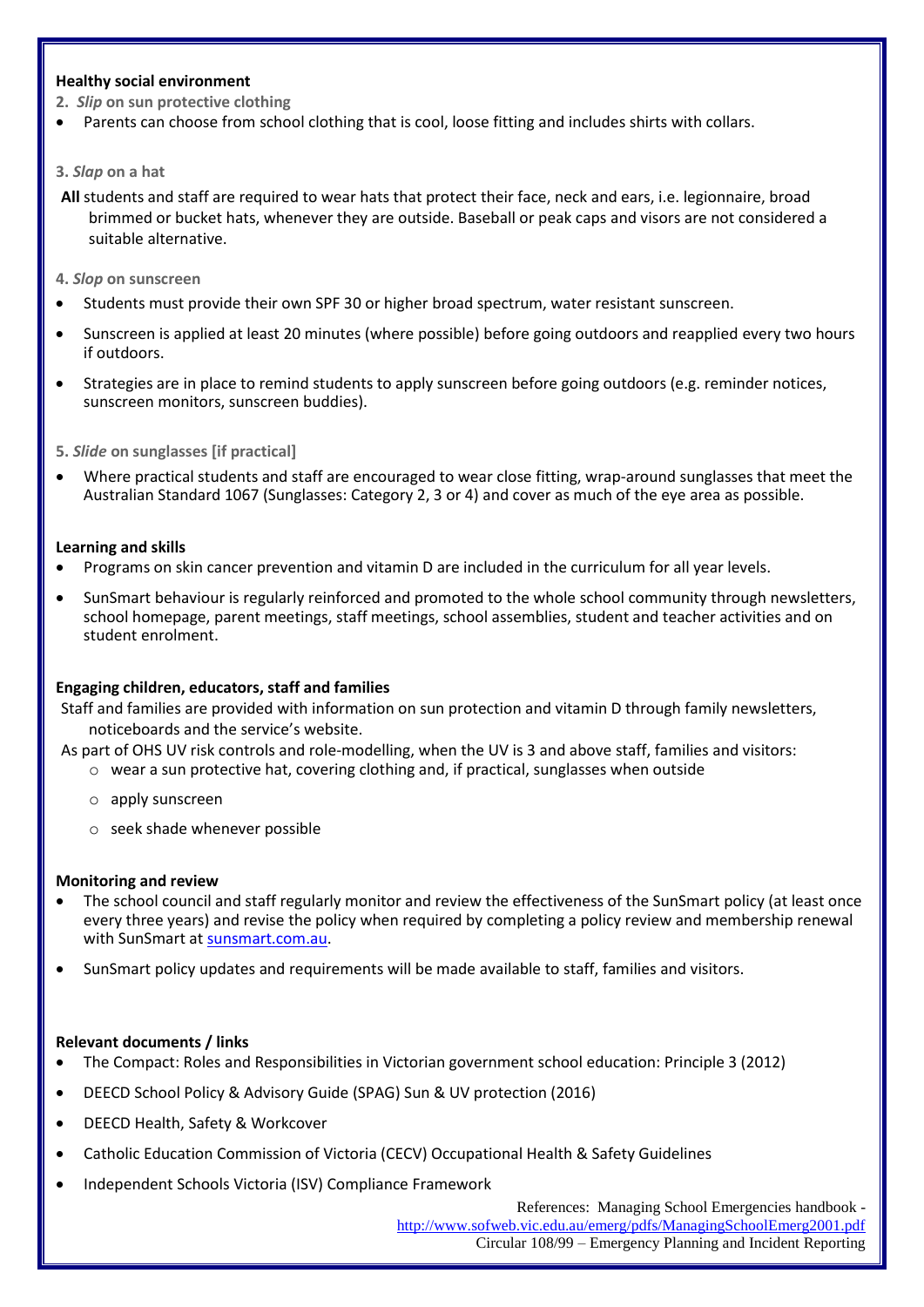**Healthy social environment**

**2.** ***Slip* on sun protective clothing**

- Parents can choose from school clothing that is cool, loose fitting and includes shirts with collars.

**3.** ***Slap* on a hat**

**All** students and staff are required to wear hats that protect their face, neck and ears, i.e. legionnaire, broad brimmed or bucket hats, whenever they are outside. Baseball or peak caps and visors are not considered a suitable alternative.

**4.** ***Slop* on sunscreen**

- Students must provide their own SPF 30 or higher broad spectrum, water resistant sunscreen.
- Sunscreen is applied at least 20 minutes (where possible) before going outdoors and reapplied every two hours if outdoors.
- Strategies are in place to remind students to apply sunscreen before going outdoors (e.g. reminder notices, sunscreen monitors, sunscreen buddies).

**5.** ***Slide* on sunglasses [if practical]**

- Where practical students and staff are encouraged to wear close fitting, wrap-around sunglasses that meet the Australian Standard 1067 (Sunglasses: Category 2, 3 or 4) and cover as much of the eye area as possible.

**Learning and skills**

- Programs on skin cancer prevention and vitamin D are included in the curriculum for all year levels.
- SunSmart behaviour is regularly reinforced and promoted to the whole school community through newsletters, school homepage, parent meetings, staff meetings, school assemblies, student and teacher activities and on student enrolment.

**Engaging children, educators, staff and families**

Staff and families are provided with information on sun protection and vitamin D through family newsletters, noticeboards and the service's website.

As part of OHS UV risk controls and role-modelling, when the UV is 3 and above staff, families and visitors:

- wear a sun protective hat, covering clothing and, if practical, sunglasses when outside
- apply sunscreen
- seek shade whenever possible

**Monitoring and review**

- The school council and staff regularly monitor and review the effectiveness of the SunSmart policy (at least once every three years) and revise the policy when required by completing a policy review and membership renewal with SunSmart at sunsmart.com.au.
- SunSmart policy updates and requirements will be made available to staff, families and visitors.

**Relevant documents / links**

- The Compact: Roles and Responsibilities in Victorian government school education: Principle 3 (2012)
- DEECD School Policy & Advisory Guide (SPAG) Sun & UV protection (2016)
- DEECD Health, Safety & Workcover
- Catholic Education Commission of Victoria (CECV) Occupational Health & Safety Guidelines
- Independent Schools Victoria (ISV) Compliance Framework

References: Managing School Emergencies handbook - http://www.sofweb.vic.edu.au/emerg/pdfs/ManagingSchoolEmerg2001.pdf
Circular 108/99 – Emergency Planning and Incident Reporting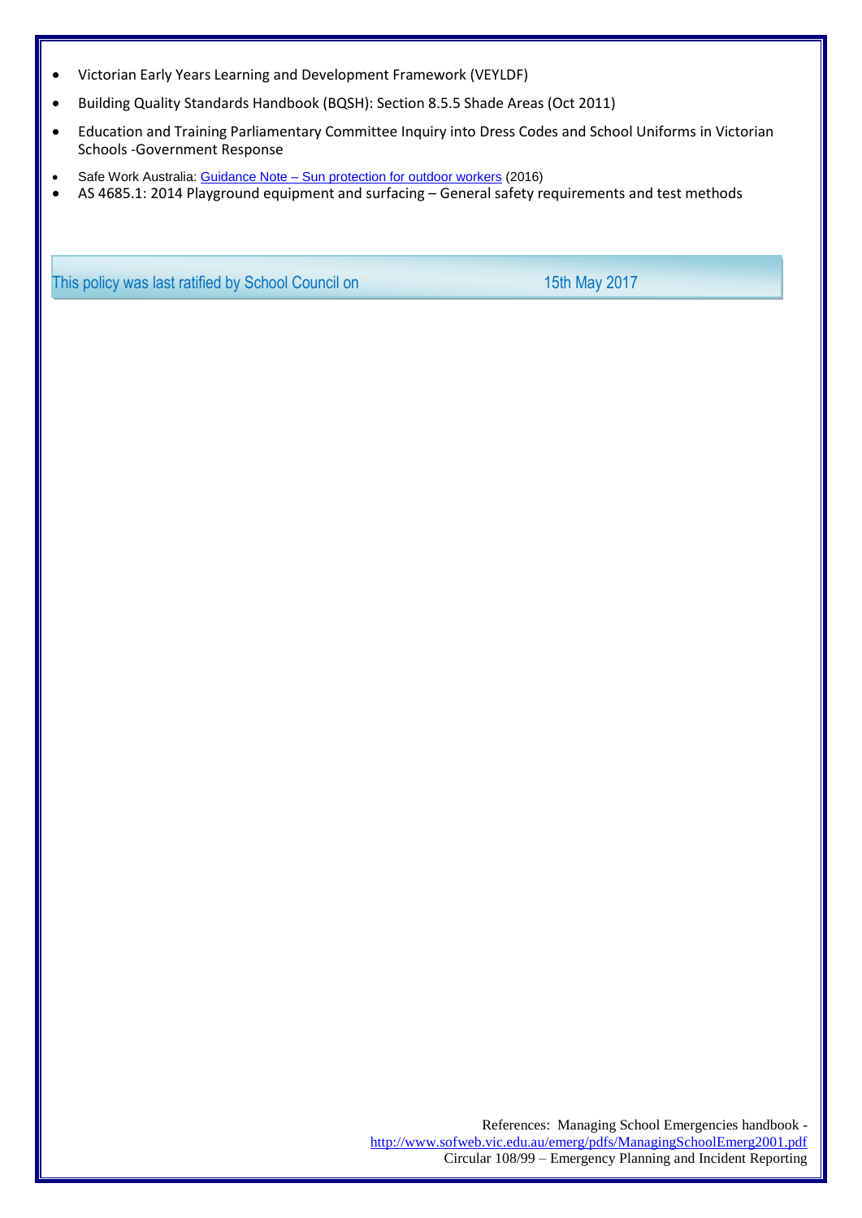- Victorian Early Years Learning and Development Framework (VEYLDF)
- Building Quality Standards Handbook (BQSH): Section 8.5.5 Shade Areas (Oct 2011)
- Education and Training Parliamentary Committee Inquiry into Dress Codes and School Uniforms in Victorian Schools -Government Response
- Safe Work Australia: Guidance Note – Sun protection for outdoor workers (2016)
- AS 4685.1: 2014 Playground equipment and surfacing – General safety requirements and test methods

This policy was last ratified by School Council on 15th May 2017

References: Managing School Emergencies handbook - http://www.sofweb.vic.edu.au/emerg/pdfs/ManagingSchoolEmerg2001.pdf
Circular 108/99 – Emergency Planning and Incident Reporting